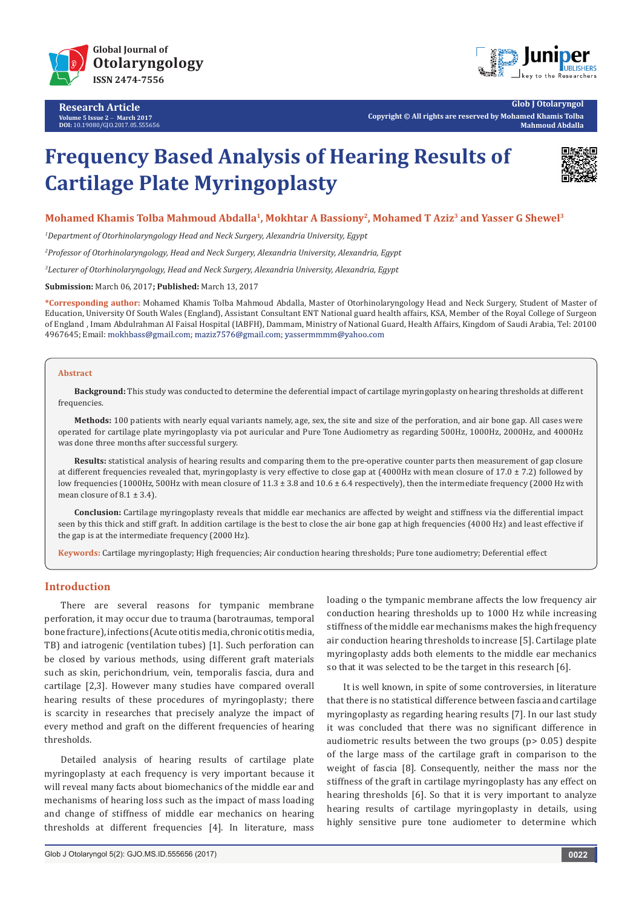Research Article

# Frequency Based Analysis of Hearing Results of Cartilage Plate Myringoplasty

**Mohamed Khamis Tolba Mahmoud Abdalla[1], Mokhtar A Bassiony[2], Mohamed T Aziz[3] and Yasser G Shewel[3]**

*[1]Department of Otorhinolaryngology Head and Neck Surgery, Alexandria University, Egypt*

*[2]Professor of Otorhinolaryngology, Head and Neck Surgery, Alexandria University, Alexandria, Egypt*

*[3]Lecturer of Otorhinolaryngology, Head and Neck Surgery, Alexandria University, Alexandria, Egypt*

**Submission:** March 06, 2017**; Published:** March 13, 2017

**\*Corresponding author:** Mohamed Khamis Tolba Mahmoud Abdalla, Master of Otorhinolaryngology Head and Neck Surgery, Student of Master of Education, University Of South Wales (England), Assistant Consultant ENT National guard health affairs, KSA, Member of the Royal College of Surgeon of England , Imam Abdulrahman Al Faisal Hospital (IABFH), Dammam, Ministry of National Guard, Health Affairs, Kingdom of Saudi Arabia, Tel: 20100 4967645; Email: mokhbass@gmail.com; maziz7576@gmail.com; yassermmmm@yahoo.com

## Abstract

**Background:** This study was conducted to determine the deferential impact of cartilage myringoplasty on hearing thresholds at different frequencies.

**Methods:** 100 patients with nearly equal variants namely, age, sex, the site and size of the perforation, and air bone gap. All cases were operated for cartilage plate myringoplasty via pot auricular and Pure Tone Audiometry as regarding 500Hz, 1000Hz, 2000Hz, and 4000Hz was done three months after successful surgery.

**Results:** statistical analysis of hearing results and comparing them to the pre-operative counter parts then measurement of gap closure at different frequencies revealed that, myringoplasty is very effective to close gap at (4000Hz with mean closure of 17.0 ± 7.2) followed by low frequencies (1000Hz, 500Hz with mean closure of 11.3 ± 3.8 and 10.6 ± 6.4 respectively), then the intermediate frequency (2000 Hz with mean closure of 8.1 ± 3.4).

**Conclusion:** Cartilage myringoplasty reveals that middle ear mechanics are affected by weight and stiffness via the differential impact seen by this thick and stiff graft. In addition cartilage is the best to close the air bone gap at high frequencies (4000 Hz) and least effective if the gap is at the intermediate frequency (2000 Hz).

**Keywords:** Cartilage myringoplasty; High frequencies; Air conduction hearing thresholds; Pure tone audiometry; Deferential effect

## Introduction

There are several reasons for tympanic membrane perforation, it may occur due to trauma (barotraumas, temporal bone fracture), infections (Acute otitis media, chronic otitis media, TB) and iatrogenic (ventilation tubes) [1]. Such perforation can be closed by various methods, using different graft materials such as skin, perichondrium, vein, temporalis fascia, dura and cartilage [2,3]. However many studies have compared overall hearing results of these procedures of myringoplasty; there is scarcity in researches that precisely analyze the impact of every method and graft on the different frequencies of hearing thresholds.

Detailed analysis of hearing results of cartilage plate myringoplasty at each frequency is very important because it will reveal many facts about biomechanics of the middle ear and mechanisms of hearing loss such as the impact of mass loading and change of stiffness of middle ear mechanics on hearing thresholds at different frequencies [4]. In literature, mass loading o the tympanic membrane affects the low frequency air conduction hearing thresholds up to 1000 Hz while increasing stiffness of the middle ear mechanisms makes the high frequency air conduction hearing thresholds to increase [5]. Cartilage plate myringoplasty adds both elements to the middle ear mechanics so that it was selected to be the target in this research [6].

It is well known, in spite of some controversies, in literature that there is no statistical difference between fascia and cartilage myringoplasty as regarding hearing results [7]. In our last study it was concluded that there was no significant difference in audiometric results between the two groups (p> 0.05) despite of the large mass of the cartilage graft in comparison to the weight of fascia [8]. Consequently, neither the mass nor the stiffness of the graft in cartilage myringoplasty has any effect on hearing thresholds [6]. So that it is very important to analyze hearing results of cartilage myringoplasty in details, using highly sensitive pure tone audiometer to determine which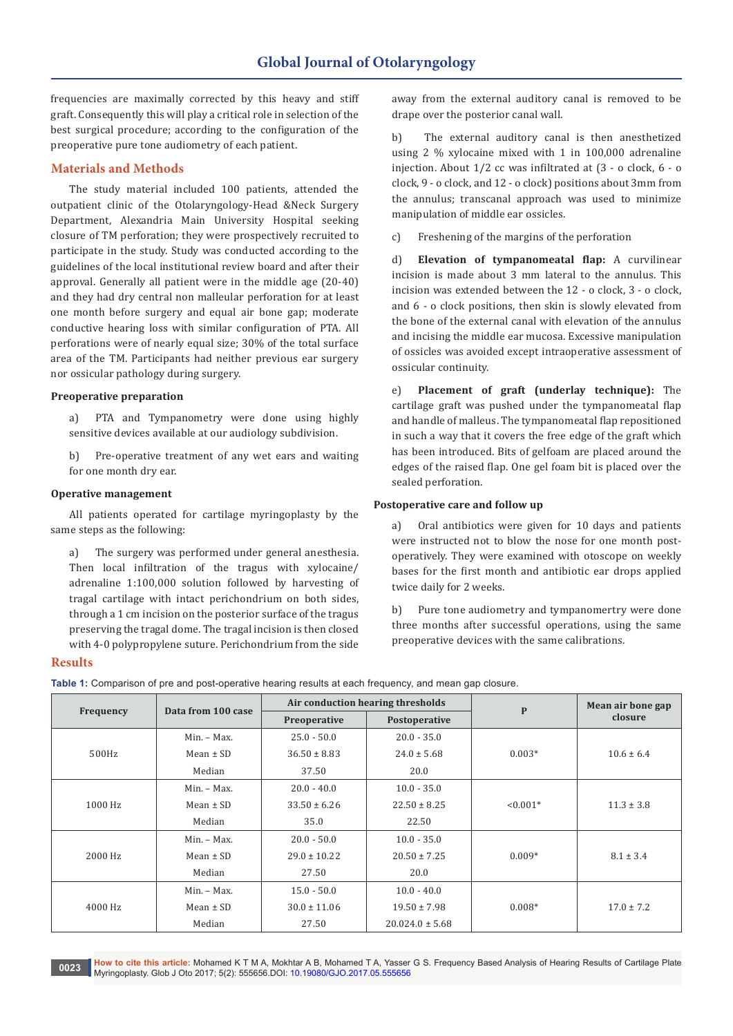frequencies are maximally corrected by this heavy and stiff graft. Consequently this will play a critical role in selection of the best surgical procedure; according to the configuration of the preoperative pure tone audiometry of each patient.

## Materials and Methods

The study material included 100 patients, attended the outpatient clinic of the Otolaryngology-Head &Neck Surgery Department, Alexandria Main University Hospital seeking closure of TM perforation; they were prospectively recruited to participate in the study. Study was conducted according to the guidelines of the local institutional review board and after their approval. Generally all patient were in the middle age (20-40) and they had dry central non malleular perforation for at least one month before surgery and equal air bone gap; moderate conductive hearing loss with similar configuration of PTA. All perforations were of nearly equal size; 30% of the total surface area of the TM. Participants had neither previous ear surgery nor ossicular pathology during surgery.

### Preoperative preparation

a) PTA and Tympanometry were done using highly sensitive devices available at our audiology subdivision.

b) Pre-operative treatment of any wet ears and waiting for one month dry ear.

### Operative management

All patients operated for cartilage myringoplasty by the same steps as the following:

a) The surgery was performed under general anesthesia. Then local infiltration of the tragus with xylocaine/adrenaline 1:100,000 solution followed by harvesting of tragal cartilage with intact perichondrium on both sides, through a 1 cm incision on the posterior surface of the tragus preserving the tragal dome. The tragal incision is then closed with 4-0 polypropylene suture. Perichondrium from the side away from the external auditory canal is removed to be drape over the posterior canal wall.

b) The external auditory canal is then anesthetized using 2 % xylocaine mixed with 1 in 100,000 adrenaline injection. About 1/2 cc was infiltrated at (3 - o clock, 6 - o clock, 9 - o clock, and 12 - o clock) positions about 3mm from the annulus; transcanal approach was used to minimize manipulation of middle ear ossicles.

c) Freshening of the margins of the perforation

d) **Elevation of tympanomeatal flap:** A curvilinear incision is made about 3 mm lateral to the annulus. This incision was extended between the 12 - o clock, 3 - o clock, and 6 - o clock positions, then skin is slowly elevated from the bone of the external canal with elevation of the annulus and incising the middle ear mucosa. Excessive manipulation of ossicles was avoided except intraoperative assessment of ossicular continuity.

e) **Placement of graft (underlay technique):** The cartilage graft was pushed under the tympanomeatal flap and handle of malleus. The tympanomeatal flap repositioned in such a way that it covers the free edge of the graft which has been introduced. Bits of gelfoam are placed around the edges of the raised flap. One gel foam bit is placed over the sealed perforation.

### Postoperative care and follow up

a) Oral antibiotics were given for 10 days and patients were instructed not to blow the nose for one month post-operatively. They were examined with otoscope on weekly bases for the first month and antibiotic ear drops applied twice daily for 2 weeks.

b) Pure tone audiometry and tympanomertry were done three months after successful operations, using the same preoperative devices with the same calibrations.

## Results

**Table 1:** Comparison of pre and post-operative hearing results at each frequency, and mean gap closure.

| Frequency | Data from 100 case | Air conduction hearing thresholds | | P | Mean air bone gap closure |
|---|---|---|---|---|---|
| | | Preoperative | Postoperative | | |
| 500Hz | Min. – Max. | 25.0 - 50.0 | 20.0 - 35.0 | 0.003* | 10.6 ± 6.4 |
| | Mean ± SD | 36.50 ± 8.83 | 24.0 ± 5.68 | | |
| | Median | 37.50 | 20.0 | | |
| 1000 Hz | Min. – Max. | 20.0 - 40.0 | 10.0 - 35.0 | <0.001* | 11.3 ± 3.8 |
| | Mean ± SD | 33.50 ± 6.26 | 22.50 ± 8.25 | | |
| | Median | 35.0 | 22.50 | | |
| 2000 Hz | Min. – Max. | 20.0 - 50.0 | 10.0 - 35.0 | 0.009* | 8.1 ± 3.4 |
| | Mean ± SD | 29.0 ± 10.22 | 20.50 ± 7.25 | | |
| | Median | 27.50 | 20.0 | | |
| 4000 Hz | Min. – Max. | 15.0 - 50.0 | 10.0 - 40.0 | 0.008* | 17.0 ± 7.2 |
| | Mean ± SD | 30.0 ± 11.06 | 19.50 ± 7.98 | | |
| | Median | 27.50 | 20.024.0 ± 5.68 | | |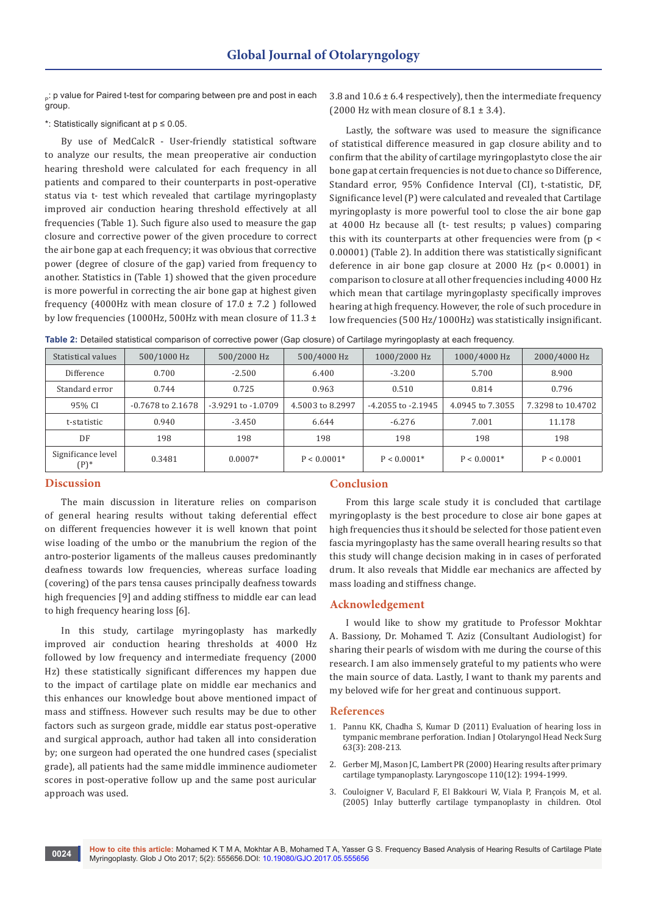$_P$: p value for Paired t-test for comparing between pre and post in each group.

*: Statistically significant at $p \leq 0.05$.

By use of MedCalcR - User-friendly statistical software to analyze our results, the mean preoperative air conduction hearing threshold were calculated for each frequency in all patients and compared to their counterparts in post-operative status via t- test which revealed that cartilage myringoplasty improved air conduction hearing threshold effectively at all frequencies (Table 1). Such figure also used to measure the gap closure and corrective power of the given procedure to correct the air bone gap at each frequency; it was obvious that corrective power (degree of closure of the gap) varied from frequency to another. Statistics in (Table 1) showed that the given procedure is more powerful in correcting the air bone gap at highest given frequency (4000Hz with mean closure of 17.0 ± 7.2 ) followed by low frequencies (1000Hz, 500Hz with mean closure of 11.3 ± 3.8 and 10.6 ± 6.4 respectively), then the intermediate frequency (2000 Hz with mean closure of 8.1 ± 3.4).

Lastly, the software was used to measure the significance of statistical difference measured in gap closure ability and to confirm that the ability of cartilage myringoplastyto close the air bone gap at certain frequencies is not due to chance so Difference, Standard error, 95% Confidence Interval (CI), t-statistic, DF, Significance level (P) were calculated and revealed that Cartilage myringoplasty is more powerful tool to close the air bone gap at 4000 Hz because all (t- test results; p values) comparing this with its counterparts at other frequencies were from ($p < 0.00001$) (Table 2). In addition there was statistically significant deference in air bone gap closure at 2000 Hz ($p < 0.0001$) in comparison to closure at all other frequencies including 4000 Hz which mean that cartilage myringoplasty specifically improves hearing at high frequency. However, the role of such procedure in low frequencies (500 Hz/1000Hz) was statistically insignificant.

**Table 2:** Detailed statistical comparison of corrective power (Gap closure) of Cartilage myringoplasty at each frequency.

| Statistical values | 500/1000 Hz | 500/2000 Hz | 500/4000 Hz | 1000/2000 Hz | 1000/4000 Hz | 2000/4000 Hz |
|---|---|---|---|---|---|---|
| Difference | 0.700 | -2.500 | 6.400 | -3.200 | 5.700 | 8.900 |
| Standard error | 0.744 | 0.725 | 0.963 | 0.510 | 0.814 | 0.796 |
| 95% CI | -0.7678 to 2.1678 | -3.9291 to -1.0709 | 4.5003 to 8.2997 | -4.2055 to -2.1945 | 4.0945 to 7.3055 | 7.3298 to 10.4702 |
| t-statistic | 0.940 | -3.450 | 6.644 | -6.276 | 7.001 | 11.178 |
| DF | 198 | 198 | 198 | 198 | 198 | 198 |
| Significance level (P)* | 0.3481 | 0.0007* | P < 0.0001* | P < 0.0001* | P < 0.0001* | P < 0.0001 |

## Discussion

The main discussion in literature relies on comparison of general hearing results without taking deferential effect on different frequencies however it is well known that point wise loading of the umbo or the manubrium the region of the antro-posterior ligaments of the malleus causes predominantly deafness towards low frequencies, whereas surface loading (covering) of the pars tensa causes principally deafness towards high frequencies [9] and adding stiffness to middle ear can lead to high frequency hearing loss [6].

In this study, cartilage myringoplasty has markedly improved air conduction hearing thresholds at 4000 Hz followed by low frequency and intermediate frequency (2000 Hz) these statistically significant differences my happen due to the impact of cartilage plate on middle ear mechanics and this enhances our knowledge bout above mentioned impact of mass and stiffness. However such results may be due to other factors such as surgeon grade, middle ear status post-operative and surgical approach, author had taken all into consideration by; one surgeon had operated the one hundred cases (specialist grade), all patients had the same middle imminence audiometer scores in post-operative follow up and the same post auricular approach was used.

## Conclusion

From this large scale study it is concluded that cartilage myringoplasty is the best procedure to close air bone gapes at high frequencies thus it should be selected for those patient even fascia myringoplasty has the same overall hearing results so that this study will change decision making in in cases of perforated drum. It also reveals that Middle ear mechanics are affected by mass loading and stiffness change.

## Acknowledgement

I would like to show my gratitude to Professor Mokhtar A. Bassiony, Dr. Mohamed T. Aziz (Consultant Audiologist) for sharing their pearls of wisdom with me during the course of this research. I am also immensely grateful to my patients who were the main source of data. Lastly, I want to thank my parents and my beloved wife for her great and continuous support.

## References

1. Pannu KK, Chadha S, Kumar D (2011) Evaluation of hearing loss in tympanic membrane perforation. Indian J Otolaryngol Head Neck Surg 63(3): 208-213.
2. Gerber MJ, Mason JC, Lambert PR (2000) Hearing results after primary cartilage tympanoplasty. Laryngoscope 110(12): 1994-1999.
3. Couloigner V, Baculard F, El Bakkouri W, Viala P, François M, et al. (2005) Inlay butterfly cartilage tympanoplasty in children. Otol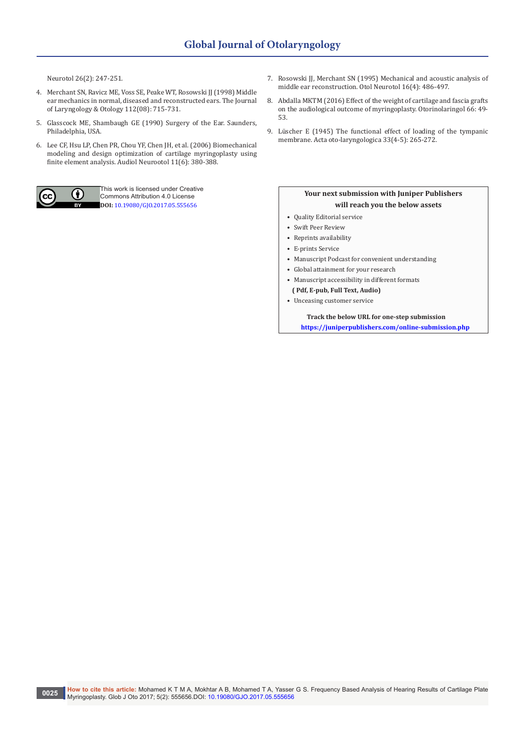Neurotol 26(2): 247-251.

4. Merchant SN, Ravicz ME, Voss SE, Peake WT, Rosowski JJ (1998) Middle ear mechanics in normal, diseased and reconstructed ears. The Journal of Laryngology & Otology 112(08): 715-731.
5. Glasscock ME, Shambaugh GE (1990) Surgery of the Ear. Saunders, Philadelphia, USA.
6. Lee CF, Hsu LP, Chen PR, Chou YF, Chen JH, et al. (2006) Biomechanical modeling and design optimization of cartilage myringoplasty using finite element analysis. Audiol Neurootol 11(6): 380-388.
7. Rosowski JJ, Merchant SN (1995) Mechanical and acoustic analysis of middle ear reconstruction. Otol Neurotol 16(4): 486-497.
8. Abdalla MKTM (2016) Effect of the weight of cartilage and fascia grafts on the audiological outcome of myringoplasty. Otorinolaringol 66: 49-53.
9. Lüscher E (1945) The functional effect of loading of the tympanic membrane. Acta oto-laryngologica 33(4-5): 265-272.

This work is licensed under Creative Commons Attribution 4.0 License
**DOI:** 10.19080/GJO.2017.05.555656

**Your next submission with Juniper Publishers will reach you the below assets**

- Quality Editorial service
- Swift Peer Review
- Reprints availability
- E-prints Service
- Manuscript Podcast for convenient understanding
- Global attainment for your research
- Manuscript accessibility in different formats
  **( Pdf, E-pub, Full Text, Audio)**
- Unceasing customer service

**Track the below URL for one-step submission**
**https://juniperpublishers.com/online-submission.php**

**How to cite this article:** Mohamed K T M A, Mokhtar A B, Mohamed T A, Yasser G S. Frequency Based Analysis of Hearing Results of Cartilage Plate Myringoplasty. Glob J Oto 2017; 5(2): 555656.DOI: 10.19080/GJO.2017.05.555656